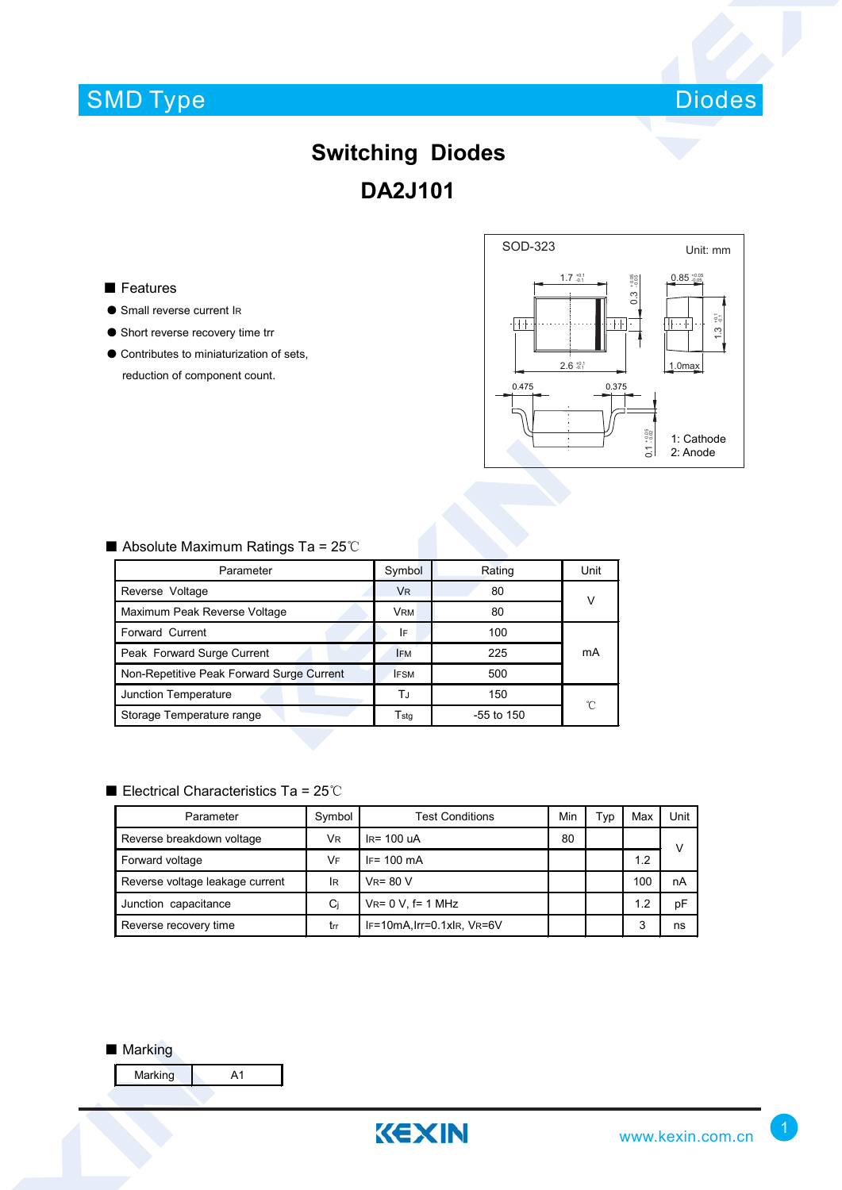SMD Type Diodes

# Switching Diodes

# DA2J101

## ■ Features

- Small reverse current $I_R$
- Short reverse recovery time trr
- Contributes to miniaturization of sets, reduction of component count.

SOD-323 Unit: mm

1: Cathode
2: Anode

## ■ Absolute Maximum Ratings Ta = 25℃

| Parameter | Symbol | Rating | Unit |
|---|---|---|---|
| Reverse Voltage | $V_R$ | 80 | V |
| Maximum Peak Reverse Voltage | $V_{RM}$ | 80 | |
| Forward Current | $I_F$ | 100 | mA |
| Peak Forward Surge Current | $I_{FM}$ | 225 | |
| Non-Repetitive Peak Forward Surge Current | $I_{FSM}$ | 500 | |
| Junction Temperature | $T_J$ | 150 | ℃ |
| Storage Temperature range | $T_{stg}$ | -55 to 150 | |

## ■ Electrical Characteristics Ta = 25℃

| Parameter | Symbol | Test Conditions | Min | Typ | Max | Unit |
|---|---|---|---|---|---|---|
| Reverse breakdown voltage | $V_R$ | $I_R$= 100 uA | 80 | | | V |
| Forward voltage | $V_F$ | $I_F$= 100 mA | | | 1.2 | |
| Reverse voltage leakage current | $I_R$ | $V_R$= 80 V | | | 100 | nA |
| Junction capacitance | $C_j$ | $V_R$= 0 V, f= 1 MHz | | | 1.2 | pF |
| Reverse recovery time | $t_{rr}$ | $I_F$=10mA,Irr=0.1x$I_R$, $V_R$=6V | | | 3 | ns |

## ■ Marking

| Marking | A1 |
|---|---|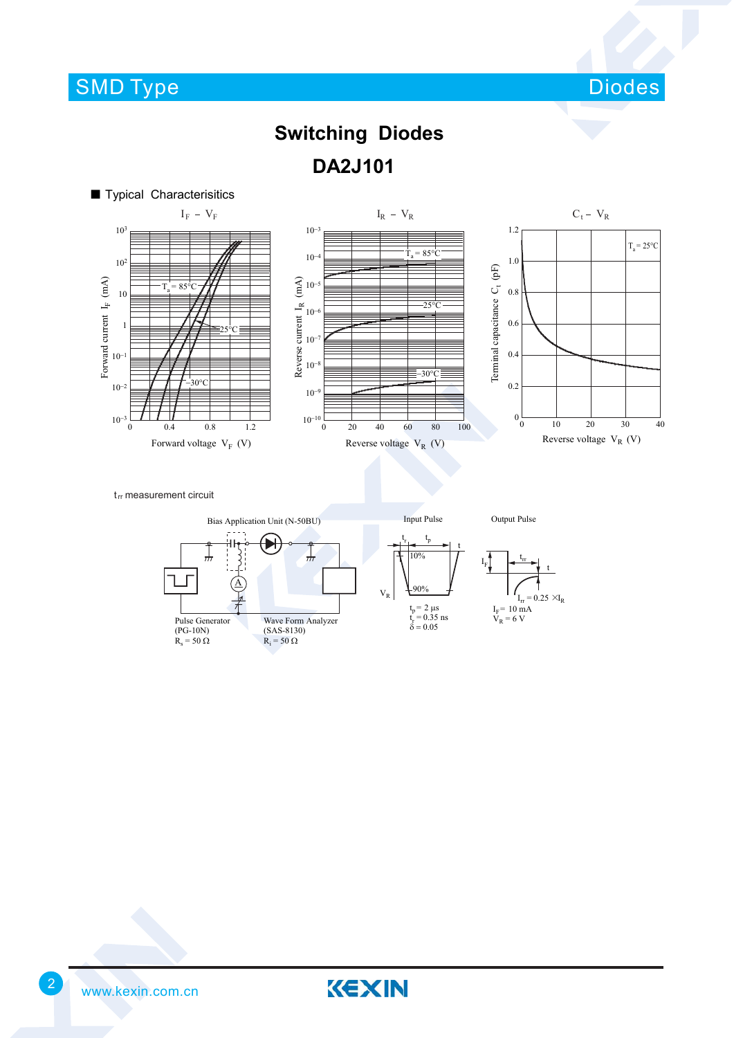# Switching Diodes

## DA2J101

■ Typical Characterisitics

$I_F - V_F$

$10^3$
$10^2$
10
1
$10^{-1}$
$10^{-2}$
$10^{-3}$
0
0.4
0.8
1.2

Forward current $I_F$ (mA)

Forward voltage $V_F$ (V)

$T_a = 85°C$
25°C
−30°C

$I_R - V_R$

$10^{-3}$
$10^{-4}$
$10^{-5}$
$10^{-6}$
$10^{-7}$
$10^{-8}$
$10^{-9}$
$10^{-10}$
0
20
40
60
80
100

Reverse current $I_R$ (mA)

Reverse voltage $V_R$ (V)

$T_a = 85°C$
25°C
−30°C

$C_t - V_R$

1.2
1.0
0.8
0.6
0.4
0.2
0
0
10
20
30
40

Terminal capacitance $C_t$ (pF)

Reverse voltage $V_R$ (V)

$T_a = 25°C$

$t_{rr}$ measurement circuit

Bias Application Unit (N-50BU)

Input Pulse

$t_r$ $t_p$ t

10%

90%

$V_R$

$t_p = 2$ µs
$t_r = 0.35$ ns
$\delta = 0.05$

Output Pulse

$I_F$ $t_{rr}$ t

$I_{rr} = 0.25 \times I_R$

$I_F = 10$ mA
$V_R = 6$ V

Pulse Generator
(PG-10N)
$R_s = 50\ \Omega$

Wave Form Analyzer
(SAS-8130)
$R_i = 50\ \Omega$